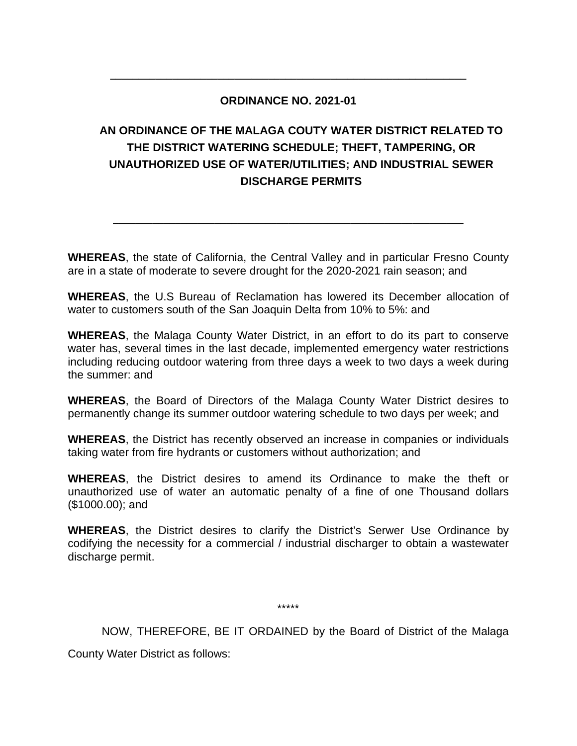---

**ORDINANCE NO. 2021-01**

**AN ORDINANCE OF THE MALAGA COUTY WATER DISTRICT RELATED TO THE DISTRICT WATERING SCHEDULE; THEFT, TAMPERING, OR UNAUTHORIZED USE OF WATER/UTILITIES; AND INDUSTRIAL SEWER DISCHARGE PERMITS**

---

**WHEREAS**, the state of California, the Central Valley and in particular Fresno County are in a state of moderate to severe drought for the 2020-2021 rain season; and

**WHEREAS**, the U.S Bureau of Reclamation has lowered its December allocation of water to customers south of the San Joaquin Delta from 10% to 5%: and

**WHEREAS**, the Malaga County Water District, in an effort to do its part to conserve water has, several times in the last decade, implemented emergency water restrictions including reducing outdoor watering from three days a week to two days a week during the summer: and

**WHEREAS**, the Board of Directors of the Malaga County Water District desires to permanently change its summer outdoor watering schedule to two days per week; and

**WHEREAS**, the District has recently observed an increase in companies or individuals taking water from fire hydrants or customers without authorization; and

**WHEREAS**, the District desires to amend its Ordinance to make the theft or unauthorized use of water an automatic penalty of a fine of one Thousand dollars ($1000.00); and

**WHEREAS**, the District desires to clarify the District's Serwer Use Ordinance by codifying the necessity for a commercial / industrial discharger to obtain a wastewater discharge permit.

*****

NOW, THEREFORE, BE IT ORDAINED by the Board of District of the Malaga County Water District as follows: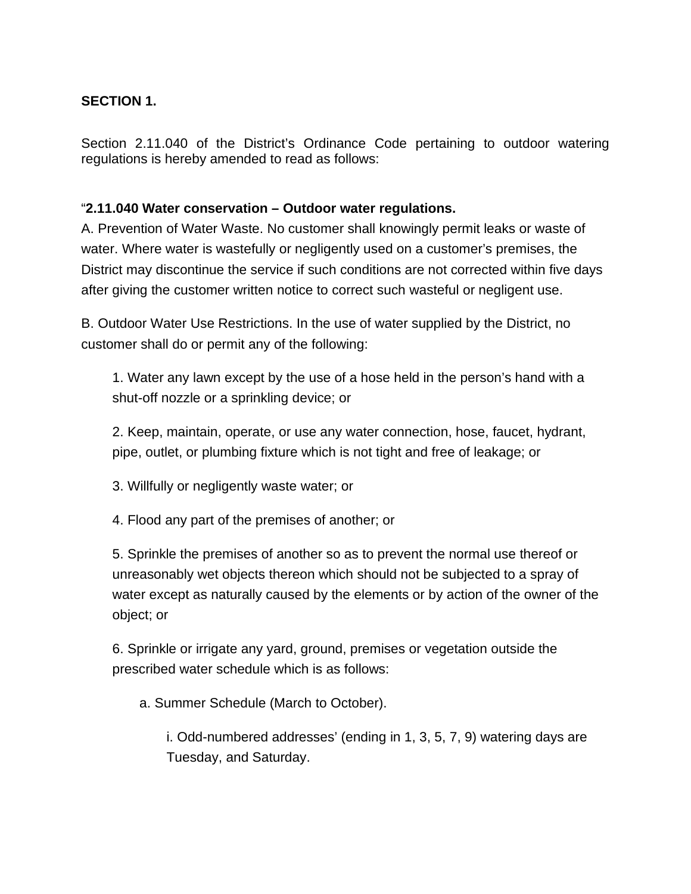**SECTION 1.**

Section 2.11.040 of the District's Ordinance Code pertaining to outdoor watering regulations is hereby amended to read as follows:

"**2.11.040 Water conservation – Outdoor water regulations.**

A. Prevention of Water Waste. No customer shall knowingly permit leaks or waste of water. Where water is wastefully or negligently used on a customer's premises, the District may discontinue the service if such conditions are not corrected within five days after giving the customer written notice to correct such wasteful or negligent use.

B. Outdoor Water Use Restrictions. In the use of water supplied by the District, no customer shall do or permit any of the following:

1. Water any lawn except by the use of a hose held in the person's hand with a shut-off nozzle or a sprinkling device; or

2. Keep, maintain, operate, or use any water connection, hose, faucet, hydrant, pipe, outlet, or plumbing fixture which is not tight and free of leakage; or

3. Willfully or negligently waste water; or

4. Flood any part of the premises of another; or

5. Sprinkle the premises of another so as to prevent the normal use thereof or unreasonably wet objects thereon which should not be subjected to a spray of water except as naturally caused by the elements or by action of the owner of the object; or

6. Sprinkle or irrigate any yard, ground, premises or vegetation outside the prescribed water schedule which is as follows:

   a. Summer Schedule (March to October).

      i. Odd-numbered addresses' (ending in 1, 3, 5, 7, 9) watering days are Tuesday, and Saturday.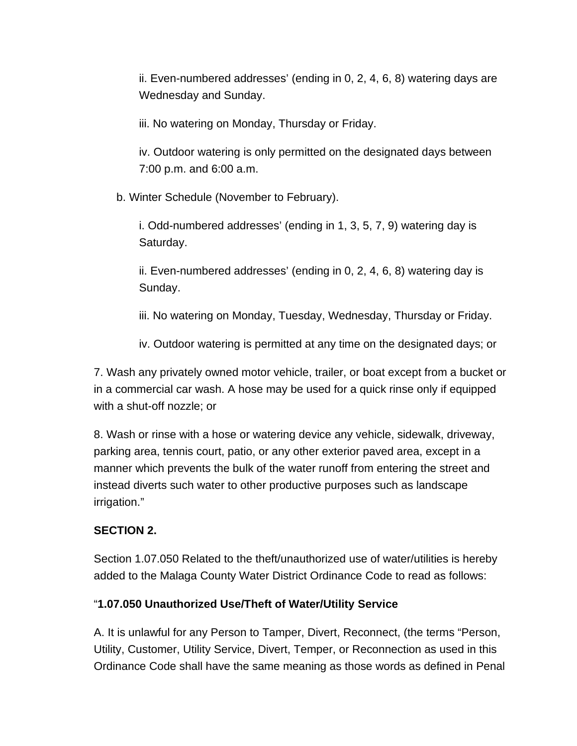ii. Even-numbered addresses' (ending in 0, 2, 4, 6, 8) watering days are Wednesday and Sunday.

iii. No watering on Monday, Thursday or Friday.

iv. Outdoor watering is only permitted on the designated days between 7:00 p.m. and 6:00 a.m.

b. Winter Schedule (November to February).

i. Odd-numbered addresses' (ending in 1, 3, 5, 7, 9) watering day is Saturday.

ii. Even-numbered addresses' (ending in 0, 2, 4, 6, 8) watering day is Sunday.

iii. No watering on Monday, Tuesday, Wednesday, Thursday or Friday.

iv. Outdoor watering is permitted at any time on the designated days; or

7. Wash any privately owned motor vehicle, trailer, or boat except from a bucket or in a commercial car wash. A hose may be used for a quick rinse only if equipped with a shut-off nozzle; or

8. Wash or rinse with a hose or watering device any vehicle, sidewalk, driveway, parking area, tennis court, patio, or any other exterior paved area, except in a manner which prevents the bulk of the water runoff from entering the street and instead diverts such water to other productive purposes such as landscape irrigation."

**SECTION 2.**

Section 1.07.050 Related to the theft/unauthorized use of water/utilities is hereby added to the Malaga County Water District Ordinance Code to read as follows:

"**1.07.050 Unauthorized Use/Theft of Water/Utility Service**

A. It is unlawful for any Person to Tamper, Divert, Reconnect, (the terms "Person, Utility, Customer, Utility Service, Divert, Temper, or Reconnection as used in this Ordinance Code shall have the same meaning as those words as defined in Penal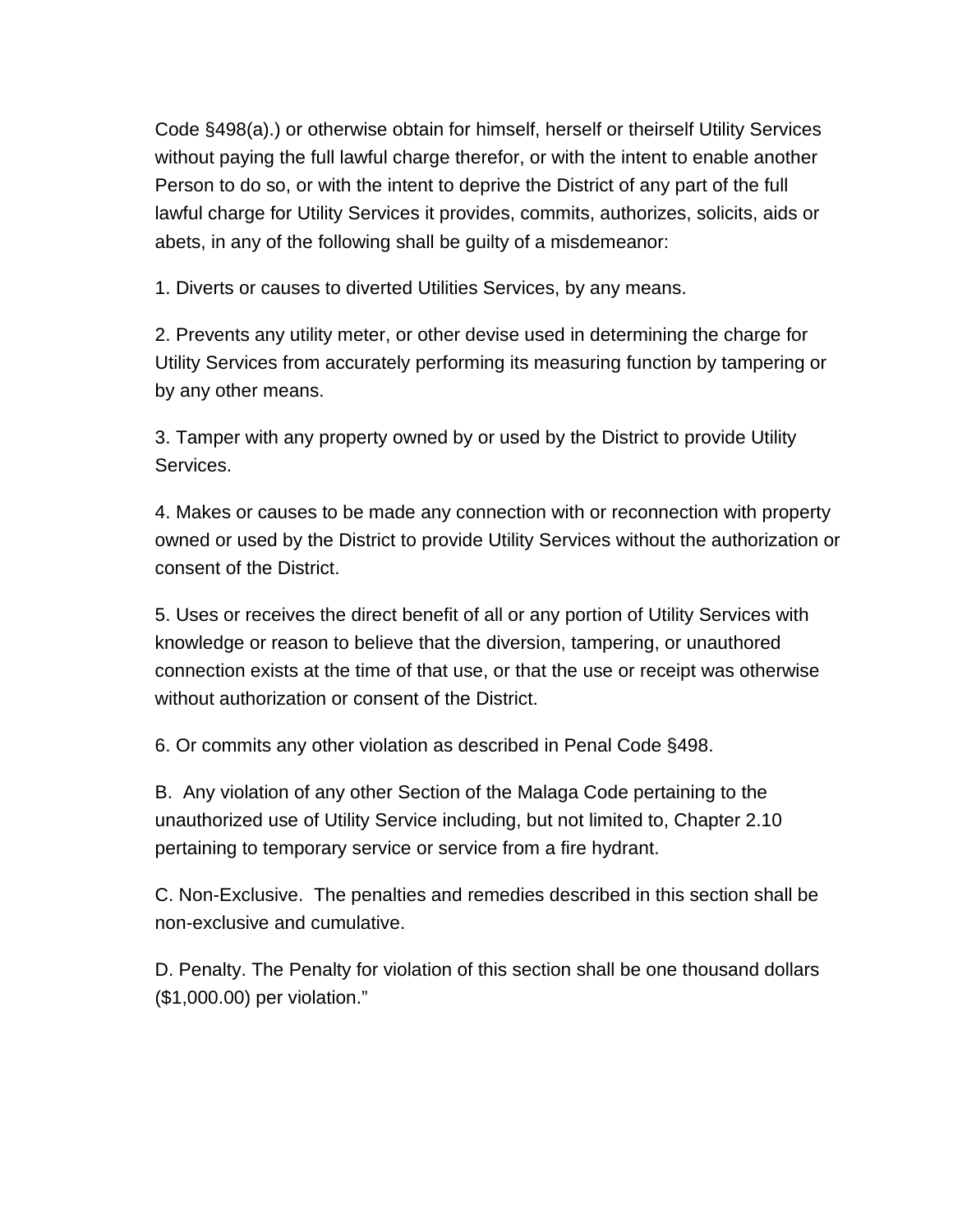Code §498(a).) or otherwise obtain for himself, herself or theirself Utility Services without paying the full lawful charge therefor, or with the intent to enable another Person to do so, or with the intent to deprive the District of any part of the full lawful charge for Utility Services it provides, commits, authorizes, solicits, aids or abets, in any of the following shall be guilty of a misdemeanor:

1. Diverts or causes to diverted Utilities Services, by any means.

2. Prevents any utility meter, or other devise used in determining the charge for Utility Services from accurately performing its measuring function by tampering or by any other means.

3. Tamper with any property owned by or used by the District to provide Utility Services.

4. Makes or causes to be made any connection with or reconnection with property owned or used by the District to provide Utility Services without the authorization or consent of the District.

5. Uses or receives the direct benefit of all or any portion of Utility Services with knowledge or reason to believe that the diversion, tampering, or unauthored connection exists at the time of that use, or that the use or receipt was otherwise without authorization or consent of the District.

6. Or commits any other violation as described in Penal Code §498.

B. Any violation of any other Section of the Malaga Code pertaining to the unauthorized use of Utility Service including, but not limited to, Chapter 2.10 pertaining to temporary service or service from a fire hydrant.

C. Non-Exclusive. The penalties and remedies described in this section shall be non-exclusive and cumulative.

D. Penalty. The Penalty for violation of this section shall be one thousand dollars ($1,000.00) per violation."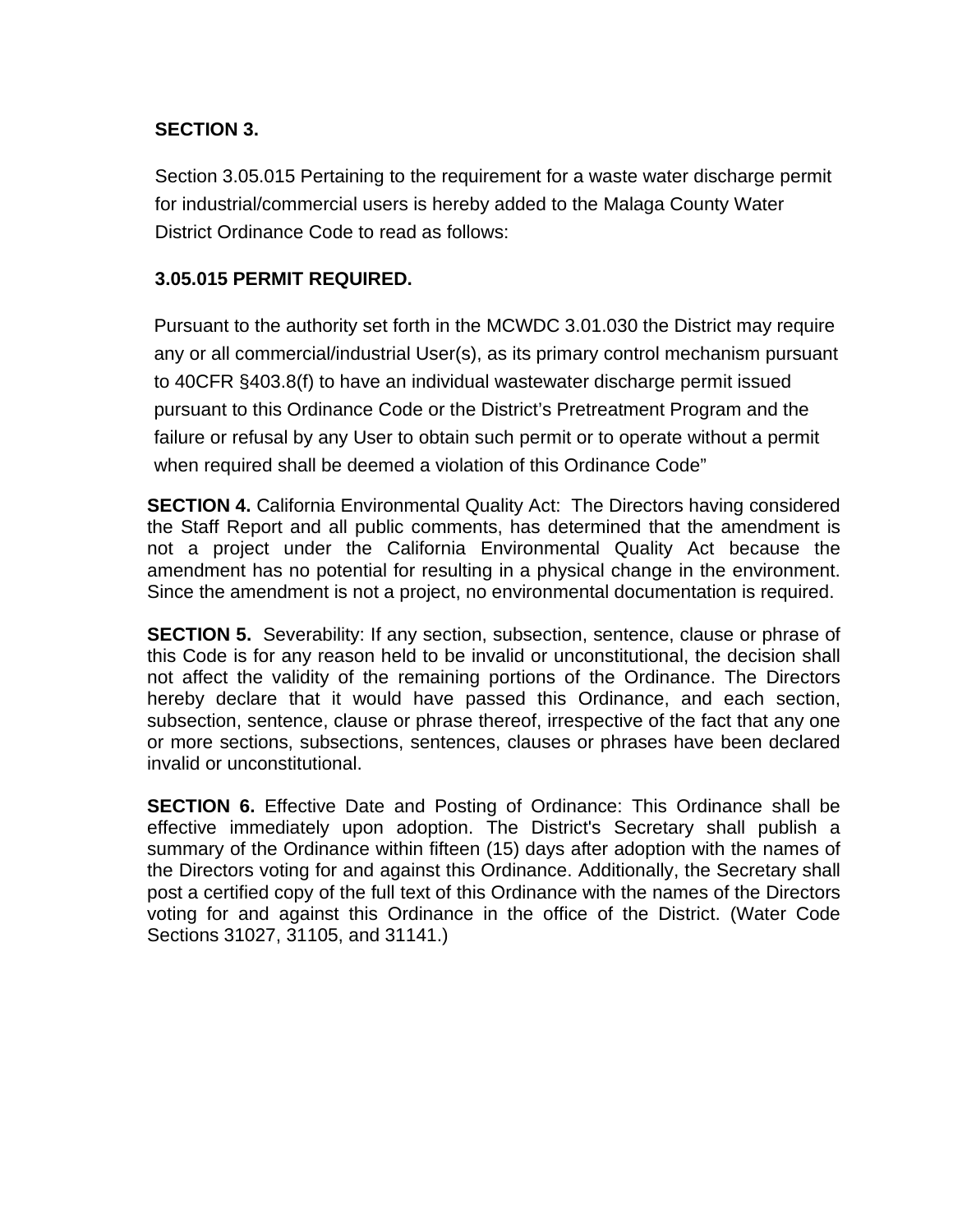**SECTION 3.**

Section 3.05.015 Pertaining to the requirement for a waste water discharge permit for industrial/commercial users is hereby added to the Malaga County Water District Ordinance Code to read as follows:

**3.05.015 PERMIT REQUIRED.**

Pursuant to the authority set forth in the MCWDC 3.01.030 the District may require any or all commercial/industrial User(s), as its primary control mechanism pursuant to 40CFR §403.8(f) to have an individual wastewater discharge permit issued pursuant to this Ordinance Code or the District's Pretreatment Program and the failure or refusal by any User to obtain such permit or to operate without a permit when required shall be deemed a violation of this Ordinance Code"

**SECTION 4.** California Environmental Quality Act: The Directors having considered the Staff Report and all public comments, has determined that the amendment is not a project under the California Environmental Quality Act because the amendment has no potential for resulting in a physical change in the environment. Since the amendment is not a project, no environmental documentation is required.

**SECTION 5.** Severability: If any section, subsection, sentence, clause or phrase of this Code is for any reason held to be invalid or unconstitutional, the decision shall not affect the validity of the remaining portions of the Ordinance. The Directors hereby declare that it would have passed this Ordinance, and each section, subsection, sentence, clause or phrase thereof, irrespective of the fact that any one or more sections, subsections, sentences, clauses or phrases have been declared invalid or unconstitutional.

**SECTION 6.** Effective Date and Posting of Ordinance: This Ordinance shall be effective immediately upon adoption. The District's Secretary shall publish a summary of the Ordinance within fifteen (15) days after adoption with the names of the Directors voting for and against this Ordinance. Additionally, the Secretary shall post a certified copy of the full text of this Ordinance with the names of the Directors voting for and against this Ordinance in the office of the District. (Water Code Sections 31027, 31105, and 31141.)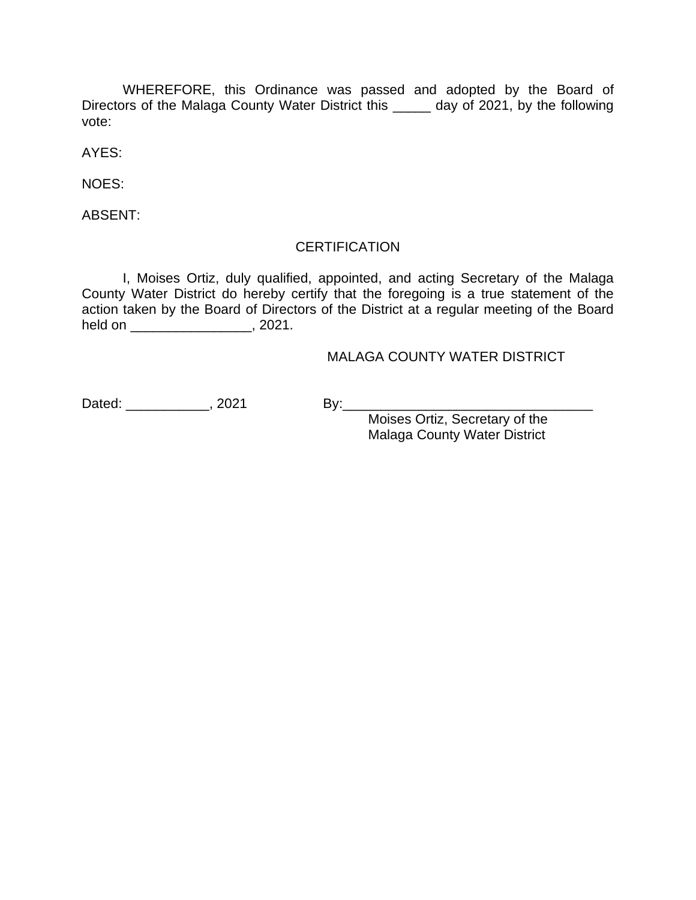WHEREFORE, this Ordinance was passed and adopted by the Board of Directors of the Malaga County Water District this _____ day of 2021, by the following vote:

AYES:

NOES:

ABSENT:

## CERTIFICATION

I, Moises Ortiz, duly qualified, appointed, and acting Secretary of the Malaga County Water District do hereby certify that the foregoing is a true statement of the action taken by the Board of Directors of the District at a regular meeting of the Board held on ________________, 2021.

MALAGA COUNTY WATER DISTRICT

Dated: ___________, 2021

By:_________________________________

Moises Ortiz, Secretary of the
Malaga County Water District